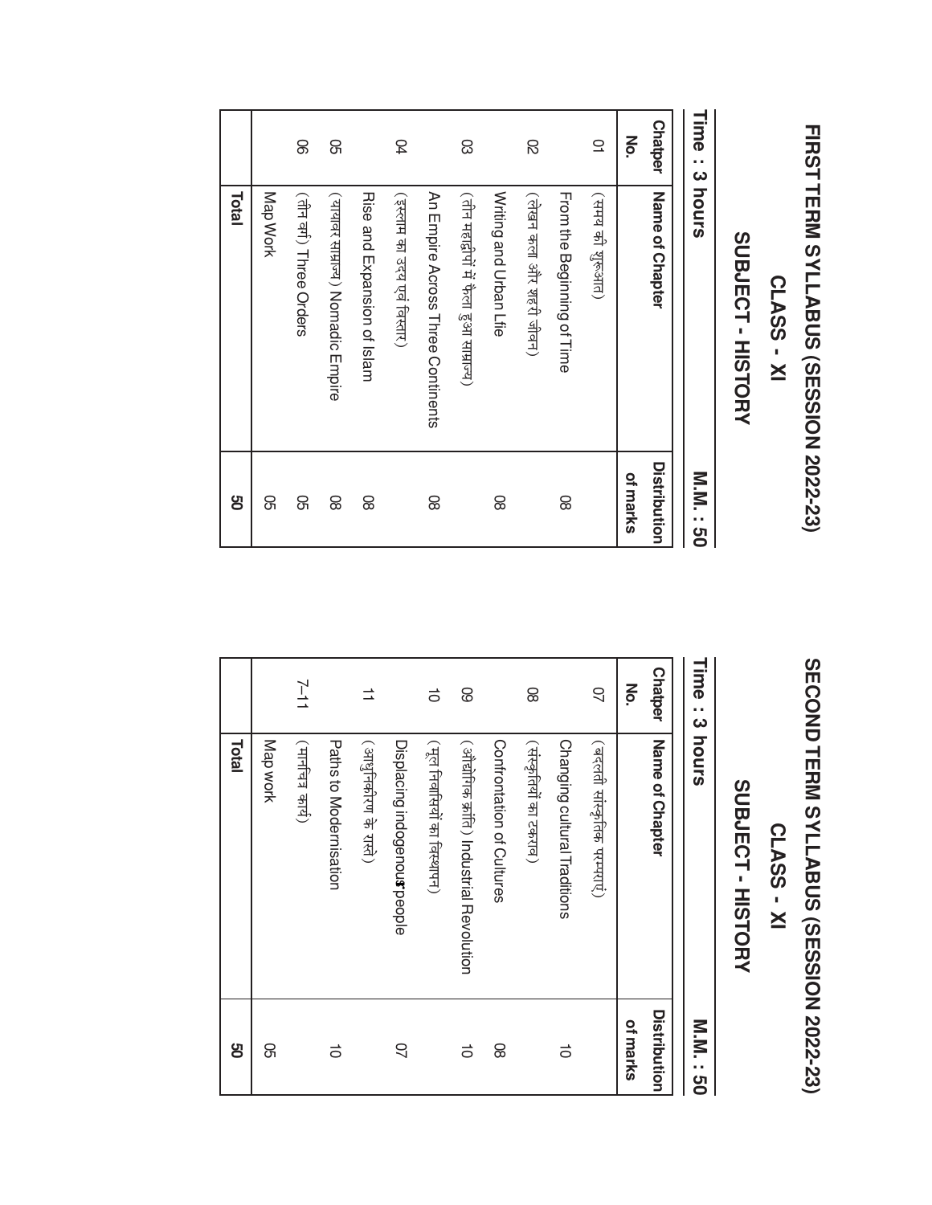# FIRST TERM SYLLABUS (SESSION 2022-23)

## CLASS - XI

## SUBJECT - HISTORY

**Time : 3 hours** **M.M. : 50**

| Chatper No. | Name of Chapter | Distribution of marks |
|---|---|---|
| 01 | (समय की शुरुआत) From the Beginning of Time | 08 |
| 02 | (लेखन कला और शहरी जीवन) Writing and Urban Lfie | 08 |
| 03 | (तीन महाद्वीपों में फैला हुआ साम्राज्य) An Empire Across Three Continents | 08 |
| 04 | (इस्लाम का उदय एवं विस्तार) Rise and Expansion of Islam | 08 |
| 05 | (यायावर साम्राज्य) Nomadic Empire | 08 |
| 06 | (तीन वर्ग) Three Orders | 05 |
| | Map Work | 05 |
| | **Total** | **50** |

# SECOND TERM SYLLABUS (SESSION 2022-23)

## CLASS - XI

## SUBJECT - HISTORY

**Time : 3 hours** **M.M. : 50**

| Chatper No. | Name of Chapter | Distribution of marks |
|---|---|---|
| 07 | (बदलती सांस्कृतिक परम्पराएं) Changing cultural Traditions | 10 |
| 08 | (संस्कृतियों का टकराव) Confrontation of Cultures | 08 |
| 09 | (औद्योगिक क्रांति) Industrial Revolution | 10 |
| 10 | (मूल निवासियों का विस्थापन) Displacing indogenous people | 07 |
| 11 | (आधुनिकीरण के रास्ते) Paths to Modernisation | 10 |
| 7–11 | (मानचित्र कार्य) Map work | 05 |
| | **Total** | **50** |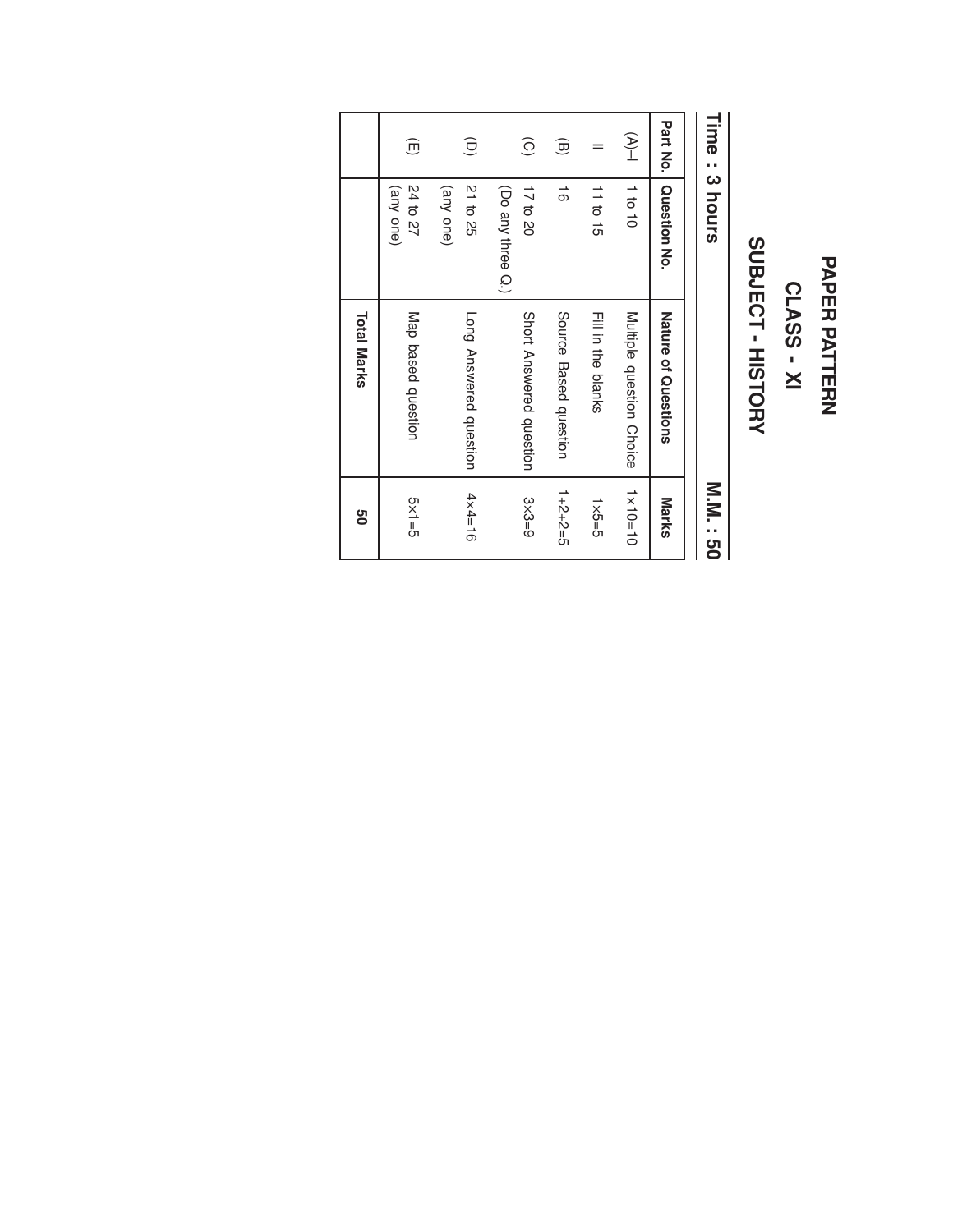# PAPER PATTERN
## CLASS - XI
## SUBJECT - HISTORY

**Time : 3 hours** **M.M. : 50**

| Part No. | Question No. | Nature of Questions | Marks |
|---|---|---|---|
| (A)–I | 1 to 10 | Multiple question Choice | 1×10=10 |
| II | 11 to 15 | Fill in the blanks | 1×5=5 |
| (B) | 16 | Source Based question | 1+2+2=5 |
| (C) | 17 to 20 (Do any three Q.) | Short Answered question | 3×3=9 |
| (D) | 21 to 25 (any one) | Long Answered question | 4×4=16 |
| (E) | 24 to 27 (any one) | Map based question | 5×1=5 |
| | | **Total Marks** | **50** |